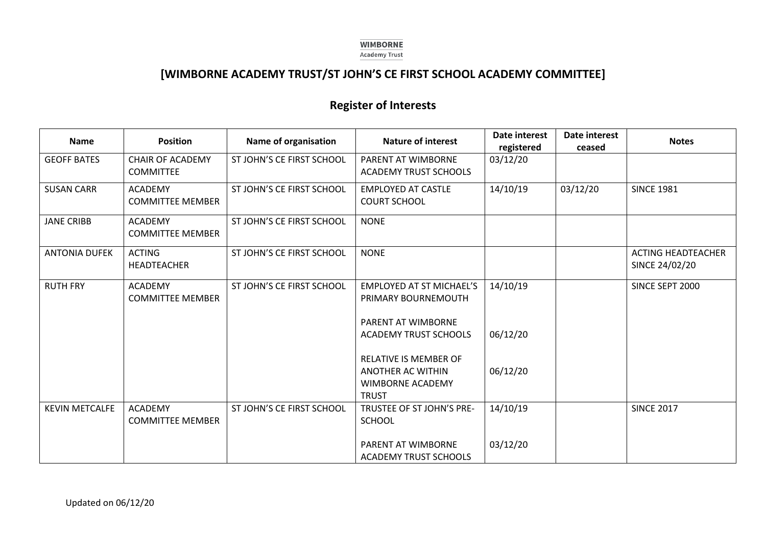WIMBORNE
Academy Trust

# [WIMBORNE ACADEMY TRUST/ST JOHN'S CE FIRST SCHOOL ACADEMY COMMITTEE]

## Register of Interests

| Name | Position | Name of organisation | Nature of interest | Date interest registered | Date interest ceased | Notes |
|---|---|---|---|---|---|---|
| GEOFF BATES | CHAIR OF ACADEMY COMMITTEE | ST JOHN'S CE FIRST SCHOOL | PARENT AT WIMBORNE ACADEMY TRUST SCHOOLS | 03/12/20 | | |
| SUSAN CARR | ACADEMY COMMITTEE MEMBER | ST JOHN'S CE FIRST SCHOOL | EMPLOYED AT CASTLE COURT SCHOOL | 14/10/19 | 03/12/20 | SINCE 1981 |
| JANE CRIBB | ACADEMY COMMITTEE MEMBER | ST JOHN'S CE FIRST SCHOOL | NONE | | | |
| ANTONIA DUFEK | ACTING HEADTEACHER | ST JOHN'S CE FIRST SCHOOL | NONE | | | ACTING HEADTEACHER SINCE 24/02/20 |
| RUTH FRY | ACADEMY COMMITTEE MEMBER | ST JOHN'S CE FIRST SCHOOL | EMPLOYED AT ST MICHAEL'S PRIMARY BOURNEMOUTH<br><br>PARENT AT WIMBORNE ACADEMY TRUST SCHOOLS<br><br>RELATIVE IS MEMBER OF ANOTHER AC WITHIN WIMBORNE ACADEMY TRUST | 14/10/19<br><br>06/12/20<br><br>06/12/20 | | SINCE SEPT 2000 |
| KEVIN METCALFE | ACADEMY COMMITTEE MEMBER | ST JOHN'S CE FIRST SCHOOL | TRUSTEE OF ST JOHN'S PRE-SCHOOL<br><br>PARENT AT WIMBORNE ACADEMY TRUST SCHOOLS | 14/10/19<br><br>03/12/20 | | SINCE 2017 |

Updated on 06/12/20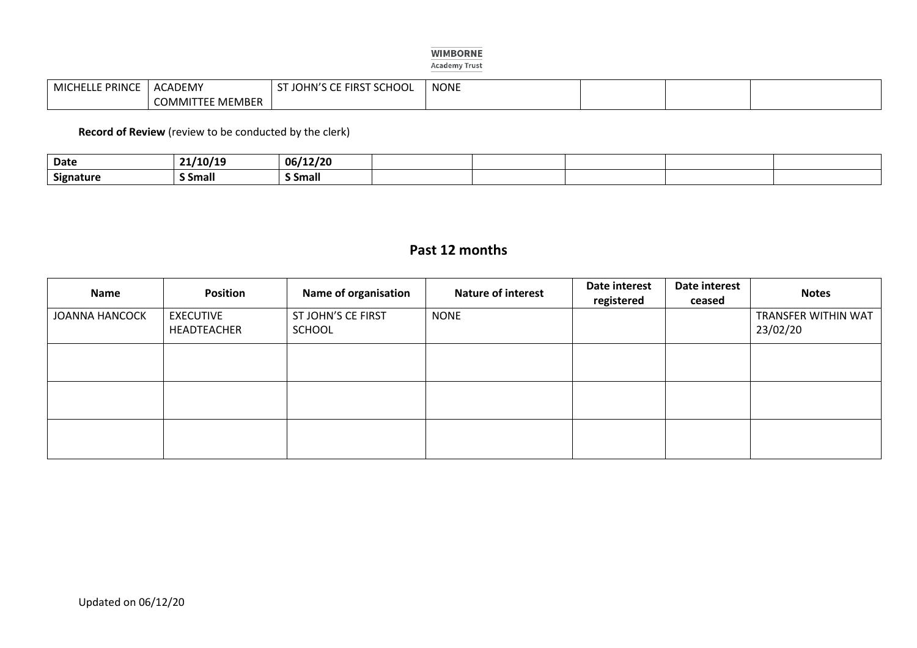**WIMBORNE**
Academy Trust

| | | | | | | |
|---|---|---|---|---|---|---|
| MICHELLE PRINCE | ACADEMY COMMITTEE MEMBER | ST JOHN'S CE FIRST SCHOOL | NONE | | | |

**Record of Review** (review to be conducted by the clerk)

| | | | | | | | |
|---|---|---|---|---|---|---|---|
| **Date** | **21/10/19** | **06/12/20** | | | | | |
| **Signature** | **S Small** | **S Small** | | | | | |

## Past 12 months

| Name | Position | Name of organisation | Nature of interest | Date interest registered | Date interest ceased | Notes |
|---|---|---|---|---|---|---|
| JOANNA HANCOCK | EXECUTIVE HEADTEACHER | ST JOHN'S CE FIRST SCHOOL | NONE | | | TRANSFER WITHIN WAT 23/02/20 |
| | | | | | | |
| | | | | | | |
| | | | | | | |

Updated on 06/12/20